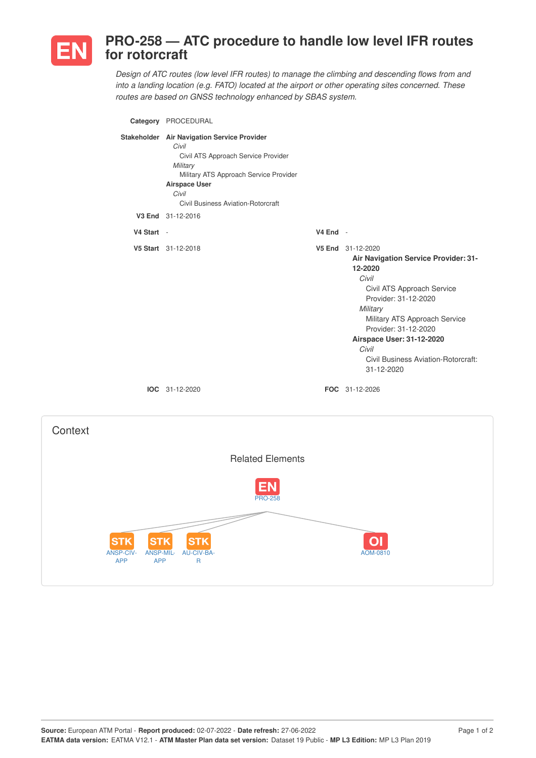# EN PRO-258 — ATC procedure to handle low level IFR routes for rotorcraft

*Design of ATC routes (low level IFR routes) to manage the climbing and descending flows from and into a landing location (e.g. FATO) located at the airport or other operating sites concerned. These routes are based on GNSS technology enhanced by SBAS system.*

**Category** PROCEDURAL

**Stakeholder**
- **Air Navigation Service Provider**
  - *Civil*
    - Civil ATS Approach Service Provider
  - *Military*
    - Military ATS Approach Service Provider
- **Airspace User**
  - *Civil*
    - Civil Business Aviation-Rotorcraft

**V3 End** 31-12-2016

**V4 Start** -

**V4 End** -

**V5 Start** 31-12-2018

**V5 End** 31-12-2020
- **Air Navigation Service Provider: 31-12-2020**
  - *Civil*
    - Civil ATS Approach Service Provider: 31-12-2020
  - *Military*
    - Military ATS Approach Service Provider: 31-12-2020
- **Airspace User: 31-12-2020**
  - *Civil*
    - Civil Business Aviation-Rotorcraft: 31-12-2020

**IOC** 31-12-2020

**FOC** 31-12-2026

## Context

### Related Elements

EN PRO-258

- STK ANSP-CIV-APP
- STK ANSP-MIL-APP
- STK AU-CIV-BA-R
- OI AOM-0810

**Source:** European ATM Portal - **Report produced:** 02-07-2022 - **Date refresh:** 27-06-2022
**EATMA data version:** EATMA V12.1 - **ATM Master Plan data set version:** Dataset 19 Public - **MP L3 Edition:** MP L3 Plan 2019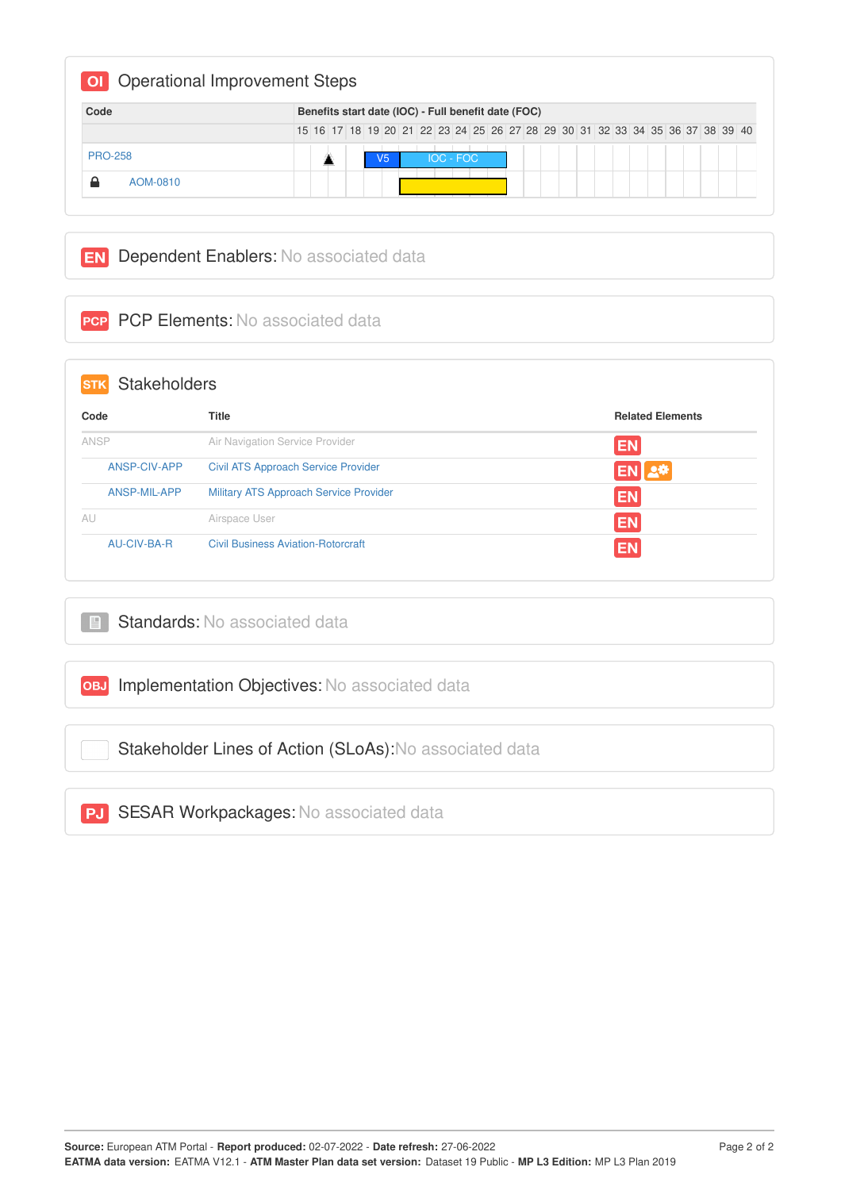## OI Operational Improvement Steps

| Code | Benefits start date (IOC) - Full benefit date (FOC) |
| --- | --- |
| | 15 16 17 18 19 20 21 22 23 24 25 26 27 28 29 30 31 32 33 34 35 36 37 38 39 40 |
| PRO-258 | ▲ V5 IOC - FOC |
| AOM-0810 | |

## EN Dependent Enablers: No associated data

## PCP PCP Elements: No associated data

## STK Stakeholders

| Code | Title | Related Elements |
| --- | --- | --- |
| ANSP | Air Navigation Service Provider | EN |
| ANSP-CIV-APP | Civil ATS Approach Service Provider | EN |
| ANSP-MIL-APP | Military ATS Approach Service Provider | EN |
| AU | Airspace User | EN |
| AU-CIV-BA-R | Civil Business Aviation-Rotorcraft | EN |

## Standards: No associated data

## OBJ Implementation Objectives: No associated data

## Stakeholder Lines of Action (SLoAs): No associated data

## PJ SESAR Workpackages: No associated data

**Source:** European ATM Portal - **Report produced:** 02-07-2022 - **Date refresh:** 27-06-2022
**EATMA data version:** EATMA V12.1 - **ATM Master Plan data set version:** Dataset 19 Public - **MP L3 Edition:** MP L3 Plan 2019